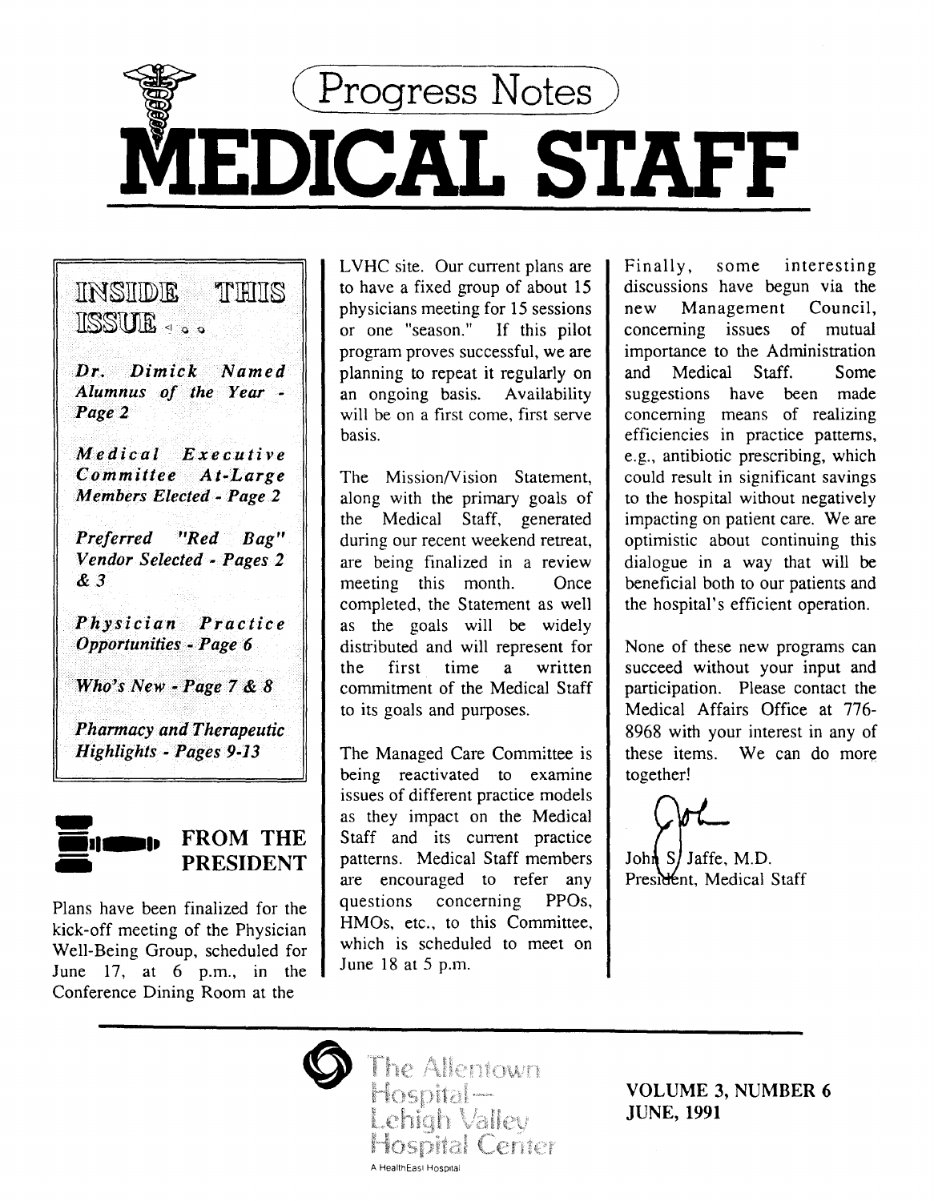# Progress Notes

# MEDICAL STAFF

## INSIDE THIS ISSUE . . .

*Dr. Dimick Named Alumnus of the Year - Page 2*

*Medical Executive Committee At-Large Members Elected - Page 2*

*Preferred "Red Bag" Vendor Selected - Pages 2 & 3*

*Physician Practice Opportunities - Page 6*

*Who's New - Page 7 & 8*

*Pharmacy and Therapeutic Highlights - Pages 9-13*

## FROM THE PRESIDENT

Plans have been finalized for the kick-off meeting of the Physician Well-Being Group, scheduled for June 17, at 6 p.m., in the Conference Dining Room at the LVHC site. Our current plans are to have a fixed group of about 15 physicians meeting for 15 sessions or one "season." If this pilot program proves successful, we are planning to repeat it regularly on an ongoing basis. Availability will be on a first come, first serve basis.

The Mission/Vision Statement, along with the primary goals of the Medical Staff, generated during our recent weekend retreat, are being finalized in a review meeting this month. Once completed, the Statement as well as the goals will be widely distributed and will represent for the first time a written commitment of the Medical Staff to its goals and purposes.

The Managed Care Committee is being reactivated to examine issues of different practice models as they impact on the Medical Staff and its current practice patterns. Medical Staff members are encouraged to refer any questions concerning PPOs, HMOs, etc., to this Committee, which is scheduled to meet on June 18 at 5 p.m.

Finally, some interesting discussions have begun via the new Management Council, concerning issues of mutual importance to the Administration and Medical Staff. Some suggestions have been made concerning means of realizing efficiencies in practice patterns, e.g., antibiotic prescribing, which could result in significant savings to the hospital without negatively impacting on patient care. We are optimistic about continuing this dialogue in a way that will be beneficial both to our patients and the hospital's efficient operation.

None of these new programs can succeed without your input and participation. Please contact the Medical Affairs Office at 776-8968 with your interest in any of these items. We can do more together!

John S. Jaffe, M.D.
President, Medical Staff

The Allentown Hospital—
Lehigh Valley
Hospital Center
A HealthEast Hospital

VOLUME 3, NUMBER 6
JUNE, 1991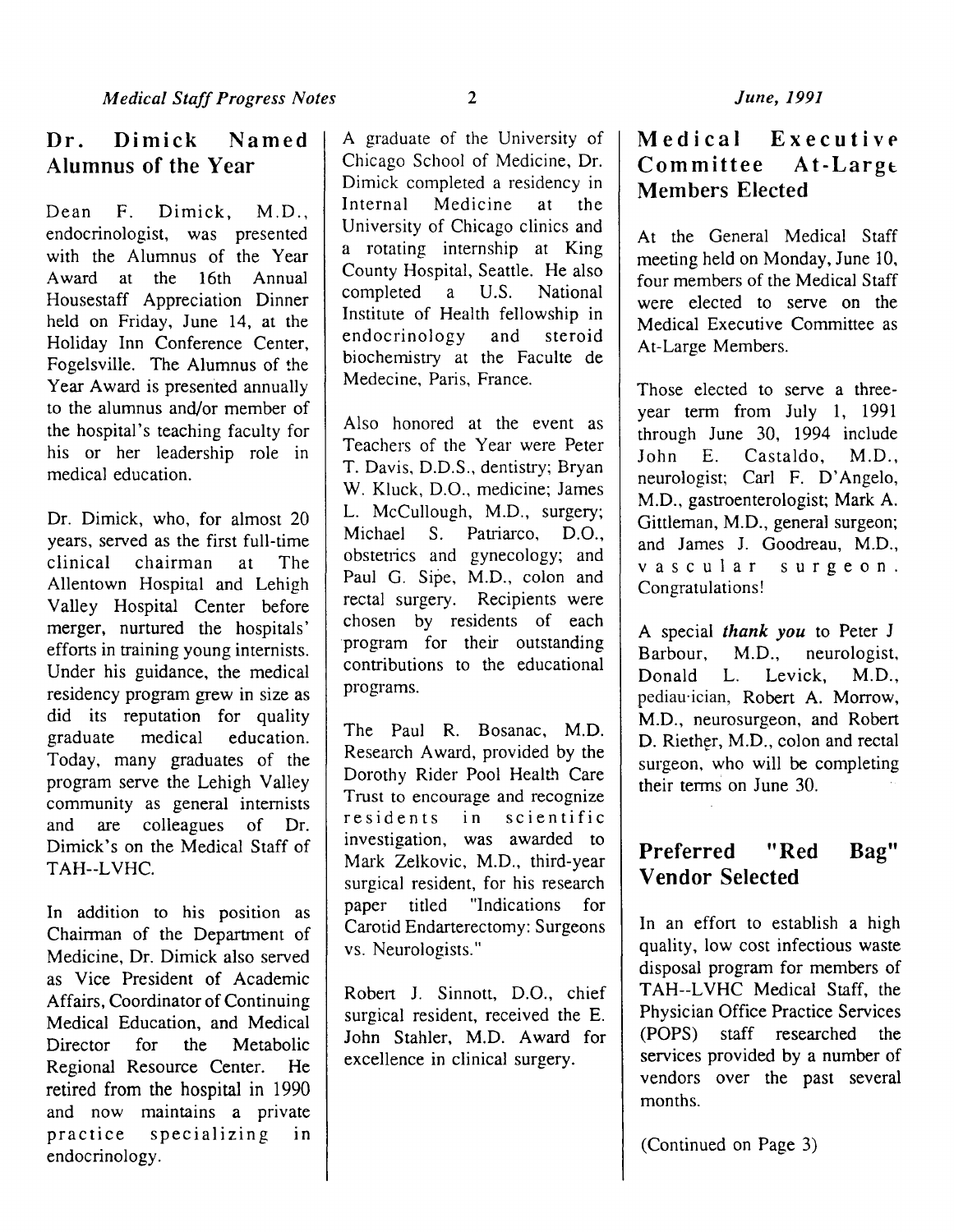## Dr. Dimick Named Alumnus of the Year

Dean F. Dimick, M.D., endocrinologist, was presented with the Alumnus of the Year Award at the 16th Annual Housestaff Appreciation Dinner held on Friday, June 14, at the Holiday Inn Conference Center, Fogelsville. The Alumnus of the Year Award is presented annually to the alumnus and/or member of the hospital's teaching faculty for his or her leadership role in medical education.

Dr. Dimick, who, for almost 20 years, served as the first full-time clinical chairman at The Allentown Hospital and Lehigh Valley Hospital Center before merger, nurtured the hospitals' efforts in training young internists. Under his guidance, the medical residency program grew in size as did its reputation for quality graduate medical education. Today, many graduates of the program serve the Lehigh Valley community as general internists and are colleagues of Dr. Dimick's on the Medical Staff of TAH--LVHC.

In addition to his position as Chairman of the Department of Medicine, Dr. Dimick also served as Vice President of Academic Affairs, Coordinator of Continuing Medical Education, and Medical Director for the Metabolic Regional Resource Center. He retired from the hospital in 1990 and now maintains a private practice specializing in endocrinology.

A graduate of the University of Chicago School of Medicine, Dr. Dimick completed a residency in Internal Medicine at the University of Chicago clinics and a rotating internship at King County Hospital, Seattle. He also completed a U.S. National Institute of Health fellowship in endocrinology and steroid biochemistry at the Faculte de Medecine, Paris, France.

Also honored at the event as Teachers of the Year were Peter T. Davis, D.D.S., dentistry; Bryan W. Kluck, D.O., medicine; James L. McCullough, M.D., surgery; Michael S. Patriarco, D.O., obstetrics and gynecology; and Paul G. Sipe, M.D., colon and rectal surgery. Recipients were chosen by residents of each program for their outstanding contributions to the educational programs.

The Paul R. Bosanac, M.D. Research Award, provided by the Dorothy Rider Pool Health Care Trust to encourage and recognize residents in scientific investigation, was awarded to Mark Zelkovic, M.D., third-year surgical resident, for his research paper titled "Indications for Carotid Endarterectomy: Surgeons vs. Neurologists."

Robert J. Sinnott, D.O., chief surgical resident, received the E. John Stahler, M.D. Award for excellence in clinical surgery.

## Medical Executive Committee At-Large Members Elected

At the General Medical Staff meeting held on Monday, June 10, four members of the Medical Staff were elected to serve on the Medical Executive Committee as At-Large Members.

Those elected to serve a three-year term from July 1, 1991 through June 30, 1994 include John E. Castaldo, M.D., neurologist; Carl F. D'Angelo, M.D., gastroenterologist; Mark A. Gittleman, M.D., general surgeon; and James J. Goodreau, M.D., vascular surgeon. Congratulations!

A special ***thank you*** to Peter J Barbour, M.D., neurologist, Donald L. Levick, M.D., pediatrician, Robert A. Morrow, M.D., neurosurgeon, and Robert D. Riether, M.D., colon and rectal surgeon, who will be completing their terms on June 30.

## Preferred "Red Bag" Vendor Selected

In an effort to establish a high quality, low cost infectious waste disposal program for members of TAH--LVHC Medical Staff, the Physician Office Practice Services (POPS) staff researched the services provided by a number of vendors over the past several months.

(Continued on Page 3)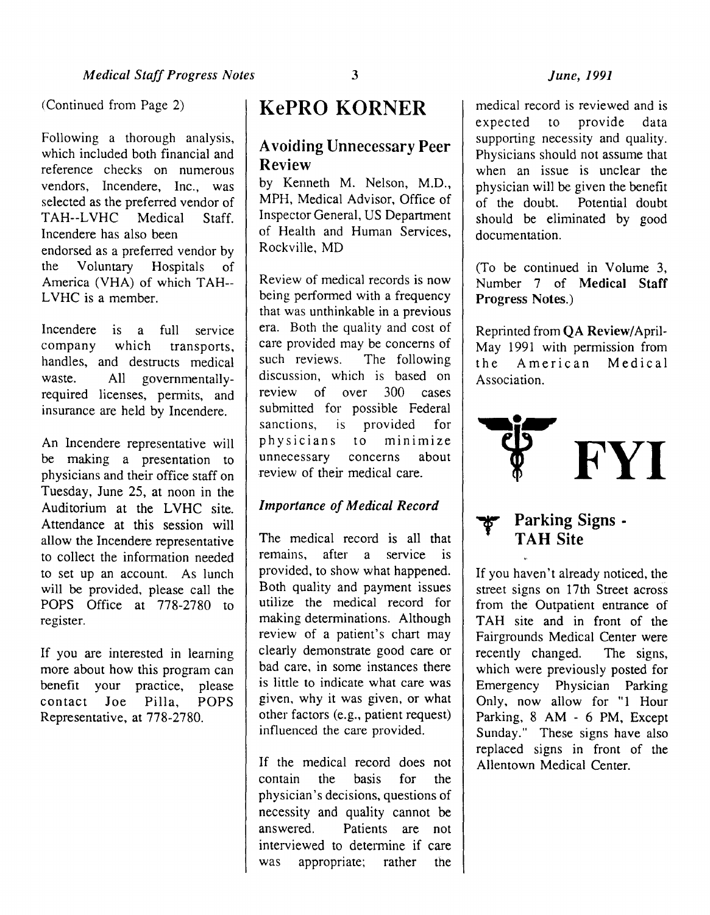(Continued from Page 2)

Following a thorough analysis, which included both financial and reference checks on numerous vendors, Incendere, Inc., was selected as the preferred vendor of TAH--LVHC Medical Staff. Incendere has also been endorsed as a preferred vendor by the Voluntary Hospitals of America (VHA) of which TAH--LVHC is a member.

Incendere is a full service company which transports, handles, and destructs medical waste. All governmentally-required licenses, permits, and insurance are held by Incendere.

An Incendere representative will be making a presentation to physicians and their office staff on Tuesday, June 25, at noon in the Auditorium at the LVHC site. Attendance at this session will allow the Incendere representative to collect the information needed to set up an account. As lunch will be provided, please call the POPS Office at 778-2780 to register.

If you are interested in learning more about how this program can benefit your practice, please contact Joe Pilla, POPS Representative, at 778-2780.

# KePRO KORNER

## Avoiding Unnecessary Peer Review

by Kenneth M. Nelson, M.D., MPH, Medical Advisor, Office of Inspector General, US Department of Health and Human Services, Rockville, MD

Review of medical records is now being performed with a frequency that was unthinkable in a previous era. Both the quality and cost of care provided may be concerns of such reviews. The following discussion, which is based on review of over 300 cases submitted for possible Federal sanctions, is provided for physicians to minimize unnecessary concerns about review of their medical care.

### *Importance of Medical Record*

The medical record is all that remains, after a service is provided, to show what happened. Both quality and payment issues utilize the medical record for making determinations. Although review of a patient's chart may clearly demonstrate good care or bad care, in some instances there is little to indicate what care was given, why it was given, or what other factors (e.g., patient request) influenced the care provided.

If the medical record does not contain the basis for the physician's decisions, questions of necessity and quality cannot be answered. Patients are not interviewed to determine if care was appropriate; rather the medical record is reviewed and is expected to provide data supporting necessity and quality. Physicians should not assume that when an issue is unclear the physician will be given the benefit of the doubt. Potential doubt should be eliminated by good documentation.

(To be continued in Volume 3, Number 7 of **Medical Staff Progress Notes**.)

Reprinted from **QA Review**/April-May 1991 with permission from the American Medical Association.

# FYI

## Parking Signs - TAH Site

If you haven't already noticed, the street signs on 17th Street across from the Outpatient entrance of TAH site and in front of the Fairgrounds Medical Center were recently changed. The signs, which were previously posted for Emergency Physician Parking Only, now allow for "1 Hour Parking, 8 AM - 6 PM, Except Sunday." These signs have also replaced signs in front of the Allentown Medical Center.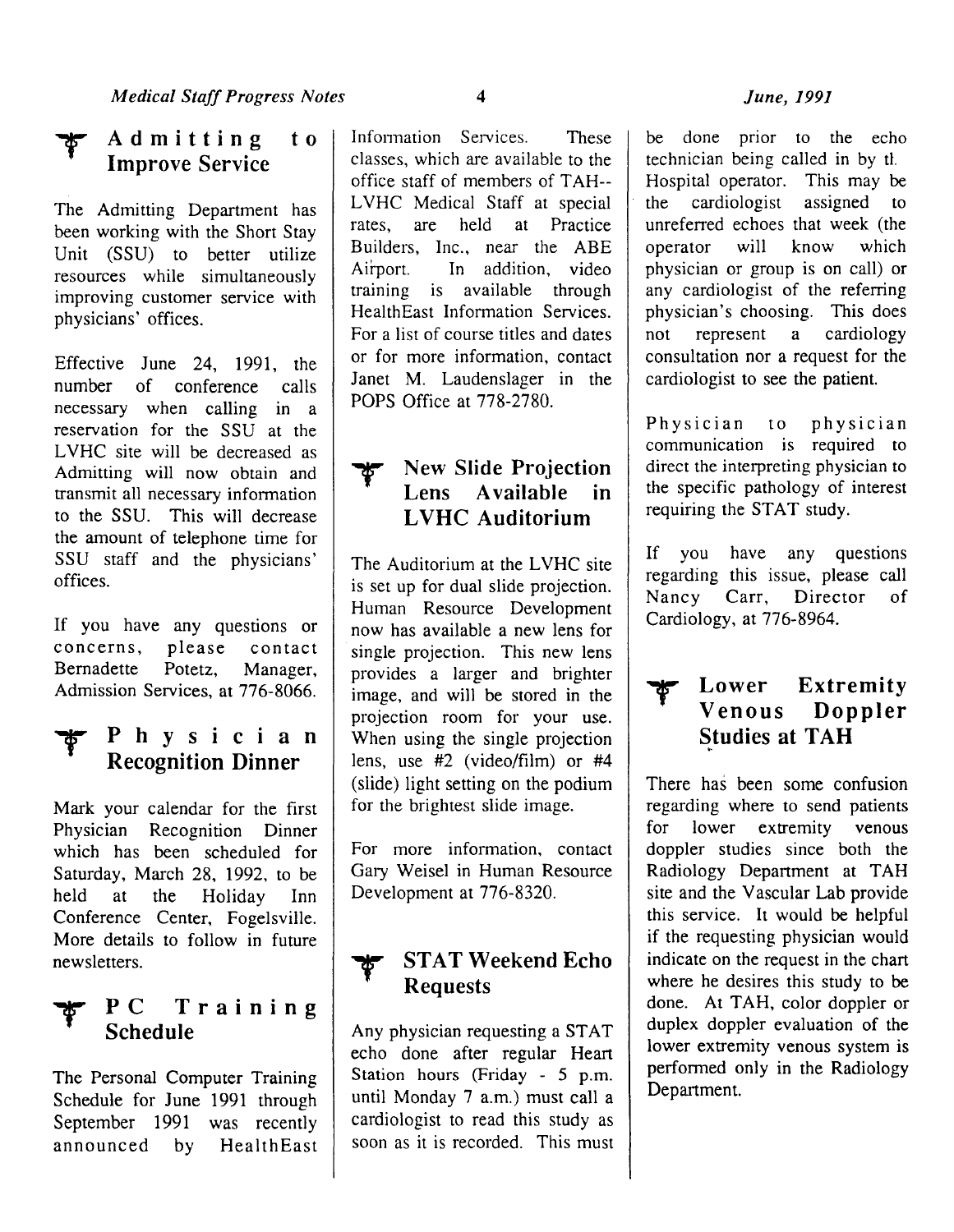## Admitting to Improve Service

The Admitting Department has been working with the Short Stay Unit (SSU) to better utilize resources while simultaneously improving customer service with physicians' offices.

Effective June 24, 1991, the number of conference calls necessary when calling in a reservation for the SSU at the LVHC site will be decreased as Admitting will now obtain and transmit all necessary information to the SSU. This will decrease the amount of telephone time for SSU staff and the physicians' offices.

If you have any questions or concerns, please contact Bernadette Potetz, Manager, Admission Services, at 776-8066.

## Physician Recognition Dinner

Mark your calendar for the first Physician Recognition Dinner which has been scheduled for Saturday, March 28, 1992, to be held at the Holiday Inn Conference Center, Fogelsville. More details to follow in future newsletters.

## PC Training Schedule

The Personal Computer Training Schedule for June 1991 through September 1991 was recently announced by HealthEast Information Services. These classes, which are available to the office staff of members of TAH--LVHC Medical Staff at special rates, are held at Practice Builders, Inc., near the ABE Airport. In addition, video training is available through HealthEast Information Services. For a list of course titles and dates or for more information, contact Janet M. Laudenslager in the POPS Office at 778-2780.

## New Slide Projection Lens Available in LVHC Auditorium

The Auditorium at the LVHC site is set up for dual slide projection. Human Resource Development now has available a new lens for single projection. This new lens provides a larger and brighter image, and will be stored in the projection room for your use. When using the single projection lens, use #2 (video/film) or #4 (slide) light setting on the podium for the brightest slide image.

For more information, contact Gary Weisel in Human Resource Development at 776-8320.

## STAT Weekend Echo Requests

Any physician requesting a STAT echo done after regular Heart Station hours (Friday - 5 p.m. until Monday 7 a.m.) must call a cardiologist to read this study as soon as it is recorded. This must be done prior to the echo technician being called in by the Hospital operator. This may be the cardiologist assigned to unreferred echoes that week (the operator will know which physician or group is on call) or any cardiologist of the referring physician's choosing. This does not represent a cardiology consultation nor a request for the cardiologist to see the patient.

Physician to physician communication is required to direct the interpreting physician to the specific pathology of interest requiring the STAT study.

If you have any questions regarding this issue, please call Nancy Carr, Director of Cardiology, at 776-8964.

## Lower Extremity Venous Doppler Studies at TAH

There has been some confusion regarding where to send patients for lower extremity venous doppler studies since both the Radiology Department at TAH site and the Vascular Lab provide this service. It would be helpful if the requesting physician would indicate on the request in the chart where he desires this study to be done. At TAH, color doppler or duplex doppler evaluation of the lower extremity venous system is performed only in the Radiology Department.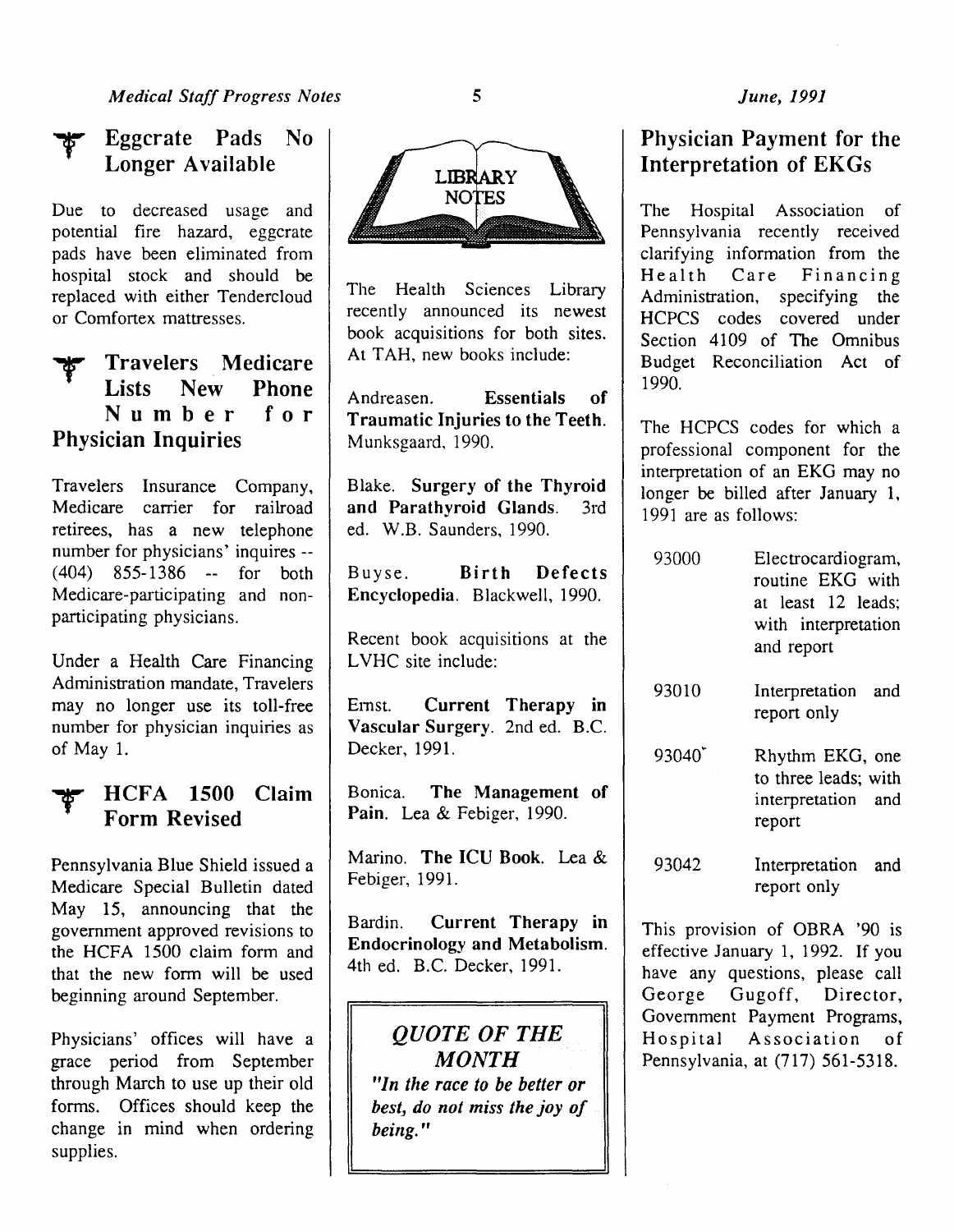## Eggcrate Pads No Longer Available

Due to decreased usage and potential fire hazard, eggcrate pads have been eliminated from hospital stock and should be replaced with either Tendercloud or Comfortex mattresses.

## Travelers Medicare Lists New Phone Number for Physician Inquiries

Travelers Insurance Company, Medicare carrier for railroad retirees, has a new telephone number for physicians' inquires -- (404) 855-1386 -- for both Medicare-participating and non-participating physicians.

Under a Health Care Financing Administration mandate, Travelers may no longer use its toll-free number for physician inquiries as of May 1.

## HCFA 1500 Claim Form Revised

Pennsylvania Blue Shield issued a Medicare Special Bulletin dated May 15, announcing that the government approved revisions to the HCFA 1500 claim form and that the new form will be used beginning around September.

Physicians' offices will have a grace period from September through March to use up their old forms. Offices should keep the change in mind when ordering supplies.

## LIBRARY NOTES

The Health Sciences Library recently announced its newest book acquisitions for both sites. At TAH, new books include:

Andreasen. **Essentials of Traumatic Injuries to the Teeth**. Munksgaard, 1990.

Blake. **Surgery of the Thyroid and Parathyroid Glands**. 3rd ed. W.B. Saunders, 1990.

Buyse. **Birth Defects Encyclopedia**. Blackwell, 1990.

Recent book acquisitions at the LVHC site include:

Ernst. **Current Therapy in Vascular Surgery**. 2nd ed. B.C. Decker, 1991.

Bonica. **The Management of Pain**. Lea & Febiger, 1990.

Marino. **The ICU Book**. Lea & Febiger, 1991.

Bardin. **Current Therapy in Endocrinology and Metabolism**. 4th ed. B.C. Decker, 1991.

> ***QUOTE OF THE MONTH***
>
> ***"In the race to be better or best, do not miss the joy of being."***

## Physician Payment for the Interpretation of EKGs

The Hospital Association of Pennsylvania recently received clarifying information from the Health Care Financing Administration, specifying the HCPCS codes covered under Section 4109 of The Omnibus Budget Reconciliation Act of 1990.

The HCPCS codes for which a professional component for the interpretation of an EKG may no longer be billed after January 1, 1991 are as follows:

| Code | Description |
|---|---|
| 93000 | Electrocardiogram, routine EKG with at least 12 leads; with interpretation and report |
| 93010 | Interpretation and report only |
| 93040* | Rhythm EKG, one to three leads; with interpretation and report |
| 93042 | Interpretation and report only |

This provision of OBRA '90 is effective January 1, 1992. If you have any questions, please call George Gugoff, Director, Government Payment Programs, Hospital Association of Pennsylvania, at (717) 561-5318.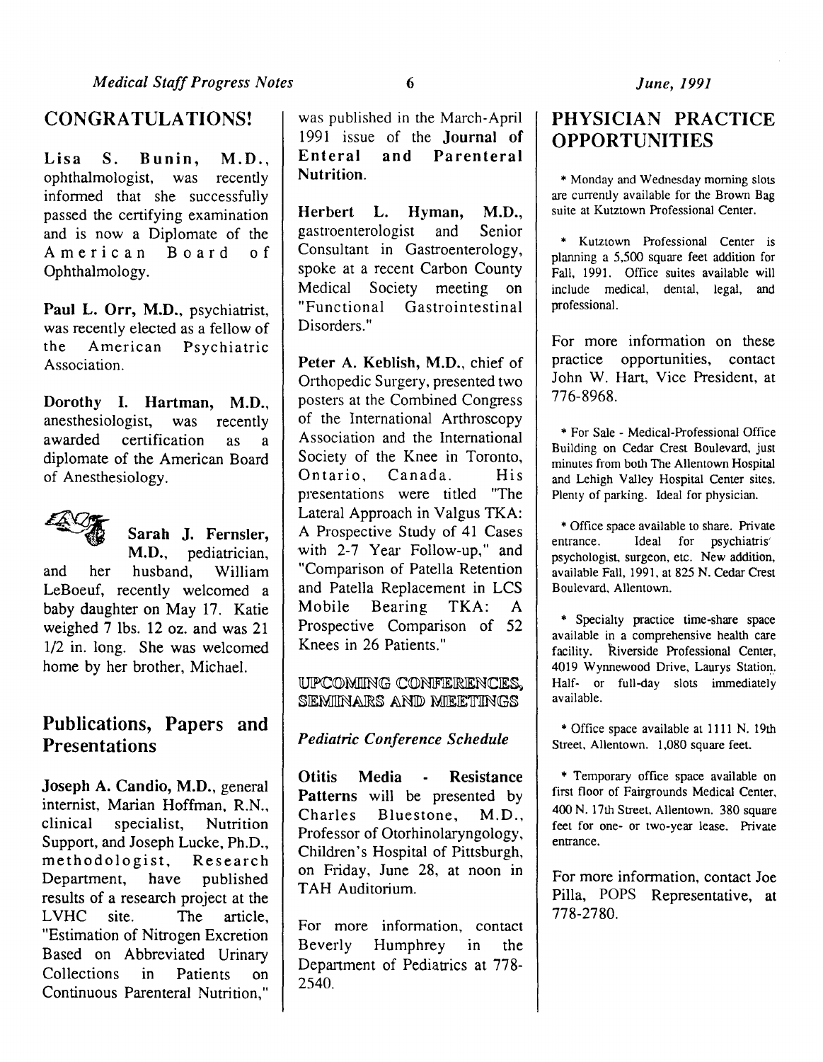## CONGRATULATIONS!

**Lisa S. Bunin, M.D.**, ophthalmologist, was recently informed that she successfully passed the certifying examination and is now a Diplomate of the American Board of Ophthalmology.

**Paul L. Orr, M.D.**, psychiatrist, was recently elected as a fellow of the American Psychiatric Association.

**Dorothy I. Hartman, M.D.**, anesthesiologist, was recently awarded certification as a diplomate of the American Board of Anesthesiology.

**Sarah J. Fernsler, M.D.**, pediatrician, and her husband, William LeBoeuf, recently welcomed a baby daughter on May 17. Katie weighed 7 lbs. 12 oz. and was 21 1/2 in. long. She was welcomed home by her brother, Michael.

## Publications, Papers and Presentations

**Joseph A. Candio, M.D.**, general internist, Marian Hoffman, R.N., clinical specialist, Nutrition Support, and Joseph Lucke, Ph.D., methodologist, Research Department, have published results of a research project at the LVHC site. The article, "Estimation of Nitrogen Excretion Based on Abbreviated Urinary Collections in Patients on Continuous Parenteral Nutrition," was published in the March-April 1991 issue of the **Journal of Enteral and Parenteral Nutrition**.

**Herbert L. Hyman, M.D.**, gastroenterologist and Senior Consultant in Gastroenterology, spoke at a recent Carbon County Medical Society meeting on "Functional Gastrointestinal Disorders."

**Peter A. Keblish, M.D.**, chief of Orthopedic Surgery, presented two posters at the Combined Congress of the International Arthroscopy Association and the International Society of the Knee in Toronto, Ontario, Canada. His presentations were titled "The Lateral Approach in Valgus TKA: A Prospective Study of 41 Cases with 2-7 Year Follow-up," and "Comparison of Patella Retention and Patella Replacement in LCS Mobile Bearing TKA: A Prospective Comparison of 52 Knees in 26 Patients."

## UPCOMING CONFERENCES, SEMINARS AND MEETINGS

### *Pediatric Conference Schedule*

**Otitis Media - Resistance Patterns** will be presented by Charles Bluestone, M.D., Professor of Otorhinolaryngology, Children's Hospital of Pittsburgh, on Friday, June 28, at noon in TAH Auditorium.

For more information, contact Beverly Humphrey in the Department of Pediatrics at 778-2540.

## PHYSICIAN PRACTICE OPPORTUNITIES

* Monday and Wednesday morning slots are currently available for the Brown Bag suite at Kutztown Professional Center.

* Kutztown Professional Center is planning a 5,500 square feet addition for Fall, 1991. Office suites available will include medical, dental, legal, and professional.

For more information on these practice opportunities, contact John W. Hart, Vice President, at 776-8968.

* For Sale - Medical-Professional Office Building on Cedar Crest Boulevard, just minutes from both The Allentown Hospital and Lehigh Valley Hospital Center sites. Plenty of parking. Ideal for physician.

* Office space available to share. Private entrance. Ideal for psychiatrist/psychologist, surgeon, etc. New addition, available Fall, 1991, at 825 N. Cedar Crest Boulevard, Allentown.

* Specialty practice time-share space available in a comprehensive health care facility. Riverside Professional Center, 4019 Wynnewood Drive, Laurys Station. Half- or full-day slots immediately available.

* Office space available at 1111 N. 19th Street, Allentown. 1,080 square feet.

* Temporary office space available on first floor of Fairgrounds Medical Center, 400 N. 17th Street, Allentown. 380 square feet for one- or two-year lease. Private entrance.

For more information, contact Joe Pilla, POPS Representative, at 778-2780.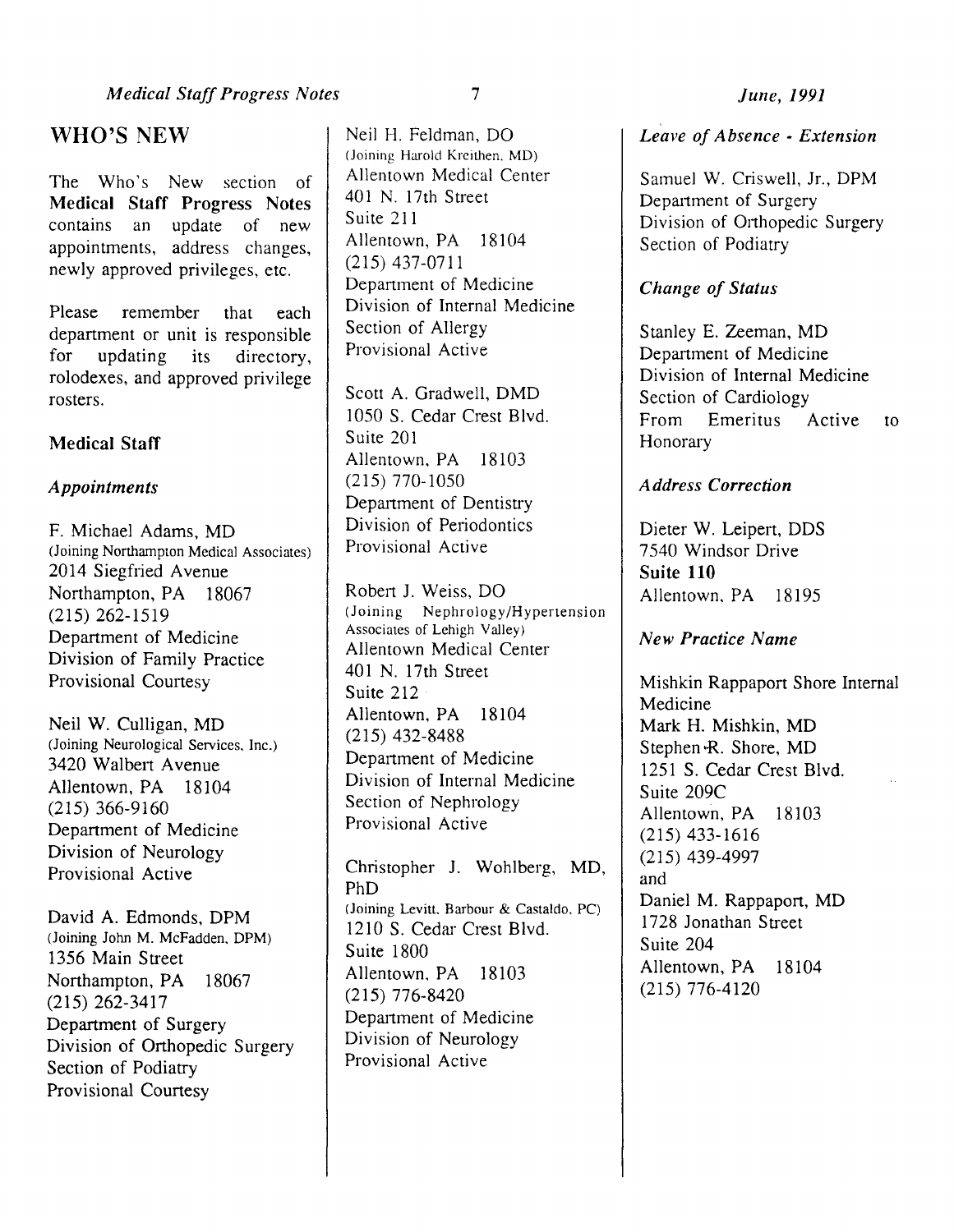## WHO'S NEW

The Who's New section of **Medical Staff Progress Notes** contains an update of new appointments, address changes, newly approved privileges, etc.

Please remember that each department or unit is responsible for updating its directory, rolodexes, and approved privilege rosters.

### Medical Staff

#### *Appointments*

F. Michael Adams, MD
(Joining Northampton Medical Associates)
2014 Siegfried Avenue
Northampton, PA 18067
(215) 262-1519
Department of Medicine
Division of Family Practice
Provisional Courtesy

Neil W. Culligan, MD
(Joining Neurological Services, Inc.)
3420 Walbert Avenue
Allentown, PA 18104
(215) 366-9160
Department of Medicine
Division of Neurology
Provisional Active

David A. Edmonds, DPM
(Joining John M. McFadden, DPM)
1356 Main Street
Northampton, PA 18067
(215) 262-3417
Department of Surgery
Division of Orthopedic Surgery
Section of Podiatry
Provisional Courtesy

Neil H. Feldman, DO
(Joining Harold Kreithen, MD)
Allentown Medical Center
401 N. 17th Street
Suite 211
Allentown, PA 18104
(215) 437-0711
Department of Medicine
Division of Internal Medicine
Section of Allergy
Provisional Active

Scott A. Gradwell, DMD
1050 S. Cedar Crest Blvd.
Suite 201
Allentown, PA 18103
(215) 770-1050
Department of Dentistry
Division of Periodontics
Provisional Active

Robert J. Weiss, DO
(Joining Nephrology/Hypertension Associates of Lehigh Valley)
Allentown Medical Center
401 N. 17th Street
Suite 212
Allentown, PA 18104
(215) 432-8488
Department of Medicine
Division of Internal Medicine
Section of Nephrology
Provisional Active

Christopher J. Wohlberg, MD, PhD
(Joining Levitt, Barbour & Castaldo, PC)
1210 S. Cedar Crest Blvd.
Suite 1800
Allentown, PA 18103
(215) 776-8420
Department of Medicine
Division of Neurology
Provisional Active

#### *Leave of Absence - Extension*

Samuel W. Criswell, Jr., DPM
Department of Surgery
Division of Orthopedic Surgery
Section of Podiatry

#### *Change of Status*

Stanley E. Zeeman, MD
Department of Medicine
Division of Internal Medicine
Section of Cardiology
From Emeritus Active to Honorary

#### *Address Correction*

Dieter W. Leipert, DDS
7540 Windsor Drive
**Suite 110**
Allentown, PA 18195

#### *New Practice Name*

Mishkin Rappaport Shore Internal Medicine
Mark H. Mishkin, MD
Stephen R. Shore, MD
1251 S. Cedar Crest Blvd.
Suite 209C
Allentown, PA 18103
(215) 433-1616
(215) 439-4997
and
Daniel M. Rappaport, MD
1728 Jonathan Street
Suite 204
Allentown, PA 18104
(215) 776-4120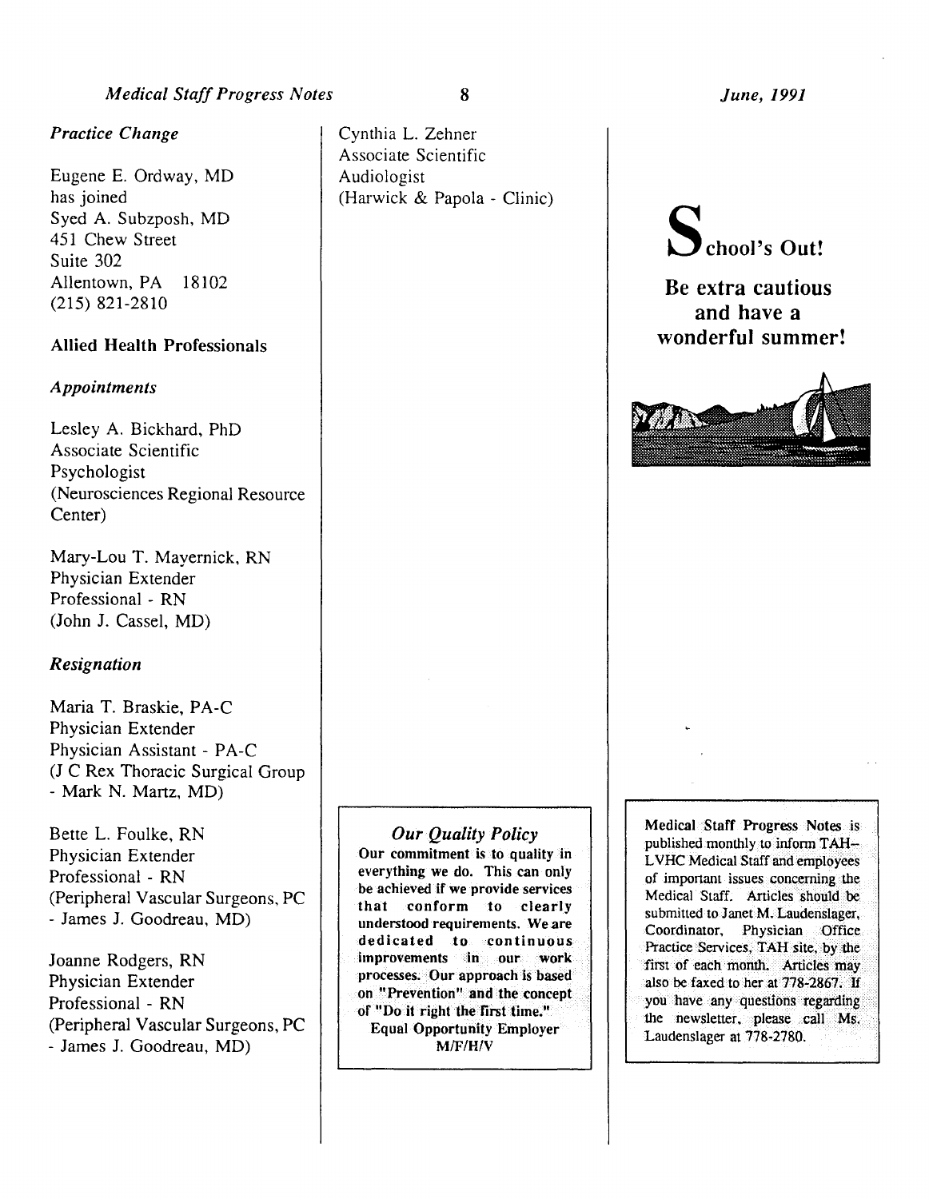*Practice Change*

Eugene E. Ordway, MD
has joined
Syed A. Subzposh, MD
451 Chew Street
Suite 302
Allentown, PA 18102
(215) 821-2810

**Allied Health Professionals**

*Appointments*

Lesley A. Bickhard, PhD
Associate Scientific
Psychologist
(Neurosciences Regional Resource Center)

Mary-Lou T. Mayernick, RN
Physician Extender
Professional - RN
(John J. Cassel, MD)

*Resignation*

Maria T. Braskie, PA-C
Physician Extender
Physician Assistant - PA-C
(J C Rex Thoracic Surgical Group - Mark N. Martz, MD)

Bette L. Foulke, RN
Physician Extender
Professional - RN
(Peripheral Vascular Surgeons, PC - James J. Goodreau, MD)

Joanne Rodgers, RN
Physician Extender
Professional - RN
(Peripheral Vascular Surgeons, PC - James J. Goodreau, MD)

Cynthia L. Zehner
Associate Scientific
Audiologist
(Harwick & Papola - Clinic)

*Our Quality Policy*

**Our commitment is to quality in everything we do. This can only be achieved if we provide services that conform to clearly understood requirements. We are dedicated to continuous improvements in our work processes. Our approach is based on "Prevention" and the concept of "Do it right the first time."**

**Equal Opportunity Employer M/F/H/V**

## School's Out!

**Be extra cautious and have a wonderful summer!**

Medical Staff Progress Notes is published monthly to inform TAH--LVHC Medical Staff and employees of important issues concerning the Medical Staff. Articles should be submitted to Janet M. Laudenslager, Coordinator, Physician Office Practice Services, TAH site, by the first of each month. Articles may also be faxed to her at 778-2867. If you have any questions regarding the newsletter, please call Ms. Laudenslager at 778-2780.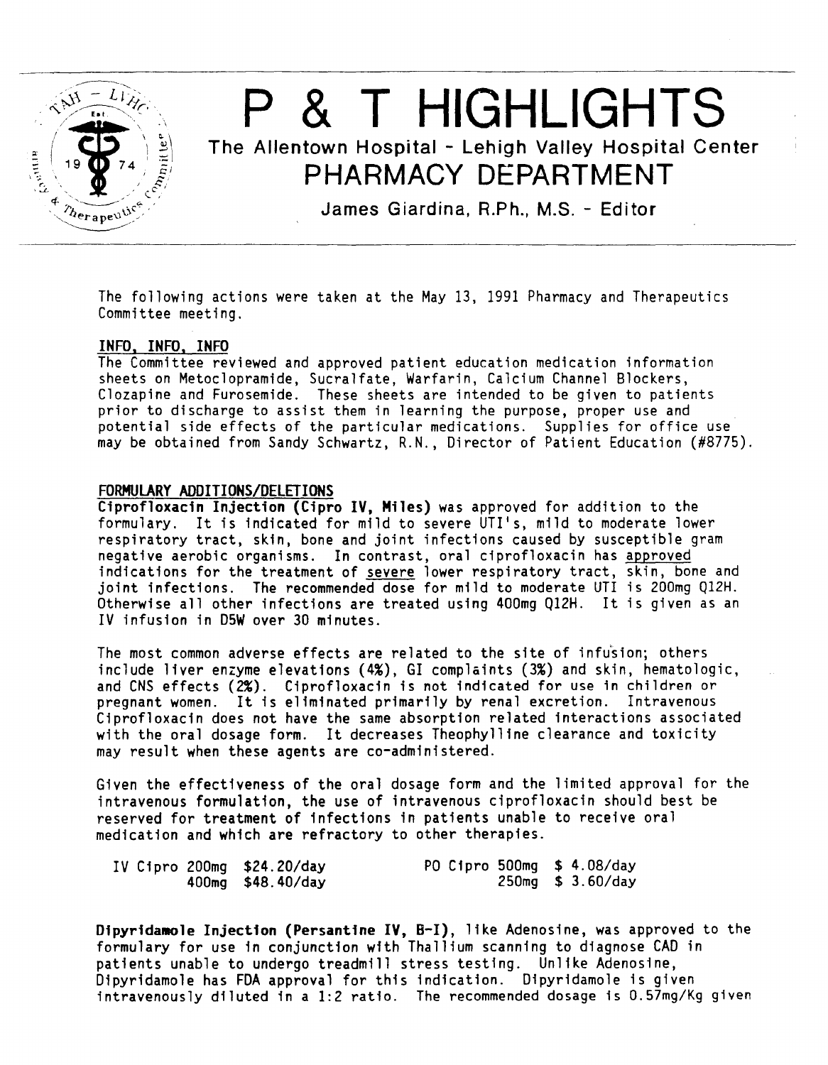# P & T HIGHLIGHTS

## The Allentown Hospital - Lehigh Valley Hospital Center
## PHARMACY DEPARTMENT

James Giardina, R.Ph., M.S. - Editor

The following actions were taken at the May 13, 1991 Pharmacy and Therapeutics Committee meeting.

### INFO, INFO, INFO

The Committee reviewed and approved patient education medication information sheets on Metoclopramide, Sucralfate, Warfarin, Calcium Channel Blockers, Clozapine and Furosemide. These sheets are intended to be given to patients prior to discharge to assist them in learning the purpose, proper use and potential side effects of the particular medications. Supplies for office use may be obtained from Sandy Schwartz, R.N., Director of Patient Education (#8775).

### FORMULARY ADDITIONS/DELETIONS

**Ciprofloxacin Injection (Cipro IV, Miles)** was approved for addition to the formulary. It is indicated for mild to severe UTI's, mild to moderate lower respiratory tract, skin, bone and joint infections caused by susceptible gram negative aerobic organisms. In contrast, oral ciprofloxacin has approved indications for the treatment of severe lower respiratory tract, skin, bone and joint infections. The recommended dose for mild to moderate UTI is 200mg Q12H. Otherwise all other infections are treated using 400mg Q12H. It is given as an IV infusion in D5W over 30 minutes.

The most common adverse effects are related to the site of infusion; others include liver enzyme elevations (4%), GI complaints (3%) and skin, hematologic, and CNS effects (2%). Ciprofloxacin is not indicated for use in children or pregnant women. It is eliminated primarily by renal excretion. Intravenous Ciprofloxacin does not have the same absorption related interactions associated with the oral dosage form. It decreases Theophylline clearance and toxicity may result when these agents are co-administered.

Given the effectiveness of the oral dosage form and the limited approval for the intravenous formulation, the use of intravenous ciprofloxacin should best be reserved for treatment of infections in patients unable to receive oral medication and which are refractory to other therapies.

| | | | | | |
|---|---|---|---|---|---|
| IV Cipro | 200mg | $24.20/day | PO Cipro | 500mg | $ 4.08/day |
| | 400mg | $48.40/day | | 250mg | $ 3.60/day |

**Dipyridamole Injection (Persantine IV, B-I)**, like Adenosine, was approved to the formulary for use in conjunction with Thallium scanning to diagnose CAD in patients unable to undergo treadmill stress testing. Unlike Adenosine, Dipyridamole has FDA approval for this indication. Dipyridamole is given intravenously diluted in a 1:2 ratio. The recommended dosage is 0.57mg/Kg given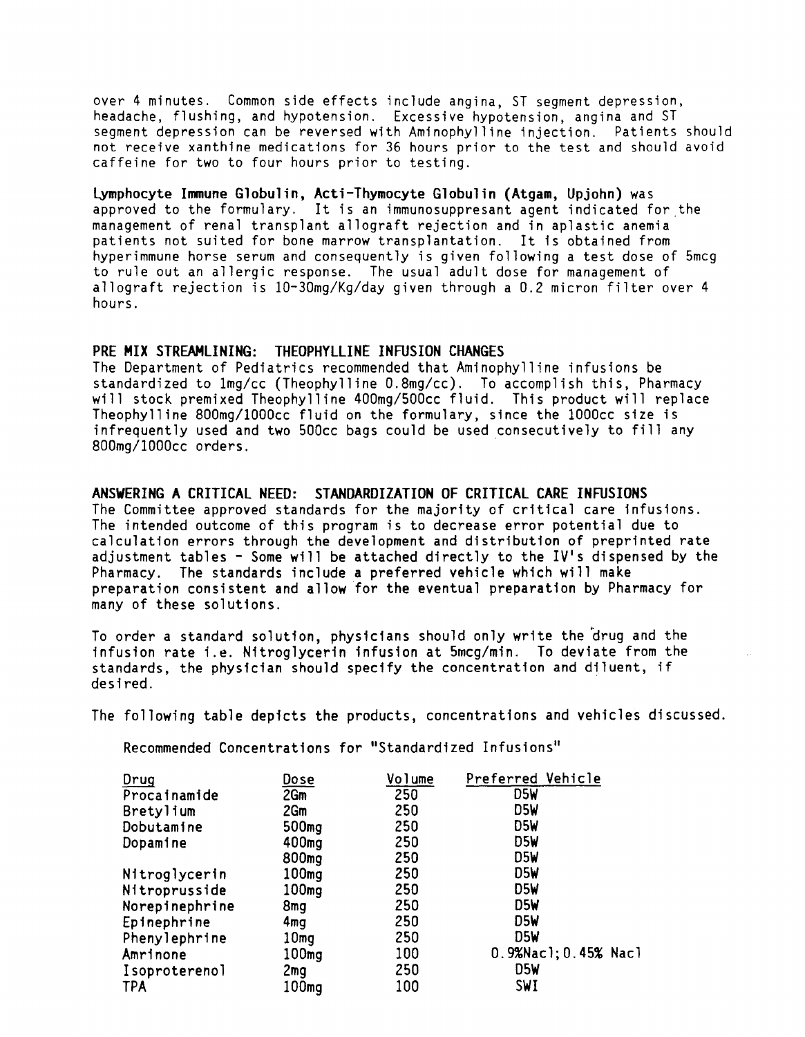over 4 minutes. Common side effects include angina, ST segment depression, headache, flushing, and hypotension. Excessive hypotension, angina and ST segment depression can be reversed with Aminophylline injection. Patients should not receive xanthine medications for 36 hours prior to the test and should avoid caffeine for two to four hours prior to testing.

**Lymphocyte Immune Globulin, Acti-Thymocyte Globulin (Atgam, Upjohn)** was approved to the formulary. It is an immunosuppresant agent indicated for the management of renal transplant allograft rejection and in aplastic anemia patients not suited for bone marrow transplantation. It is obtained from hyperimmune horse serum and consequently is given following a test dose of 5mcg to rule out an allergic response. The usual adult dose for management of allograft rejection is 10-30mg/Kg/day given through a 0.2 micron filter over 4 hours.

## PRE MIX STREAMLINING: THEOPHYLLINE INFUSION CHANGES

The Department of Pediatrics recommended that Aminophylline infusions be standardized to 1mg/cc (Theophylline 0.8mg/cc). To accomplish this, Pharmacy will stock premixed Theophylline 400mg/500cc fluid. This product will replace Theophylline 800mg/1000cc fluid on the formulary, since the 1000cc size is infrequently used and two 500cc bags could be used consecutively to fill any 800mg/1000cc orders.

## ANSWERING A CRITICAL NEED: STANDARDIZATION OF CRITICAL CARE INFUSIONS

The Committee approved standards for the majority of critical care infusions. The intended outcome of this program is to decrease error potential due to calculation errors through the development and distribution of preprinted rate adjustment tables - Some will be attached directly to the IV's dispensed by the Pharmacy. The standards include a preferred vehicle which will make preparation consistent and allow for the eventual preparation by Pharmacy for many of these solutions.

To order a standard solution, physicians should only write the drug and the infusion rate i.e. Nitroglycerin infusion at 5mcg/min. To deviate from the standards, the physician should specify the concentration and diluent, if desired.

The following table depicts the products, concentrations and vehicles discussed.

Recommended Concentrations for "Standardized Infusions"

| Drug | Dose | Volume | Preferred Vehicle |
|---|---|---|---|
| Procainamide | 2Gm | 250 | D5W |
| Bretylium | 2Gm | 250 | D5W |
| Dobutamine | 500mg | 250 | D5W |
| Dopamine | 400mg | 250 | D5W |
| | 800mg | 250 | D5W |
| Nitroglycerin | 100mg | 250 | D5W |
| Nitroprusside | 100mg | 250 | D5W |
| Norepinephrine | 8mg | 250 | D5W |
| Epinephrine | 4mg | 250 | D5W |
| Phenylephrine | 10mg | 250 | D5W |
| Amrinone | 100mg | 100 | 0.9%Nacl; 0.45% Nacl |
| Isoproterenol | 2mg | 250 | D5W |
| TPA | 100mg | 100 | SWI |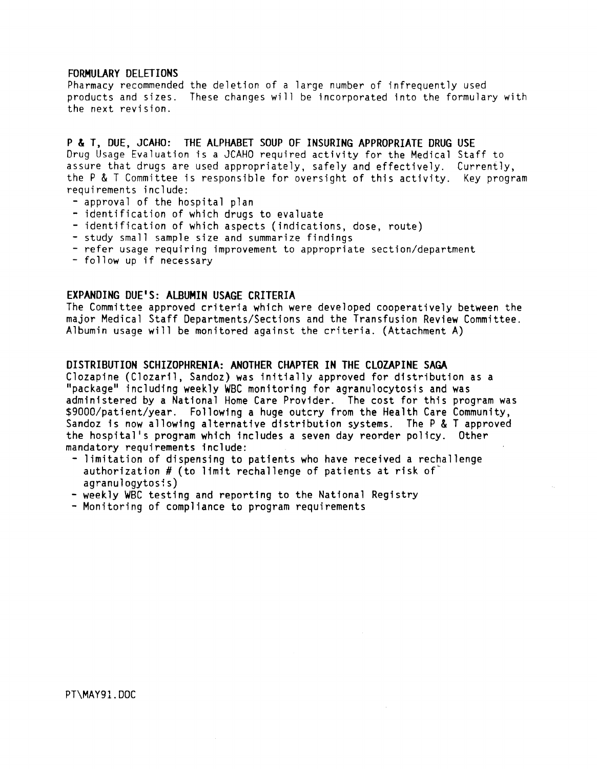## FORMULARY DELETIONS

Pharmacy recommended the deletion of a large number of infrequently used products and sizes. These changes will be incorporated into the formulary with the next revision.

## P & T, DUE, JCAHO: THE ALPHABET SOUP OF INSURING APPROPRIATE DRUG USE

Drug Usage Evaluation is a JCAHO required activity for the Medical Staff to assure that drugs are used appropriately, safely and effectively. Currently, the P & T Committee is responsible for oversight of this activity. Key program requirements include:

- approval of the hospital plan
- identification of which drugs to evaluate
- identification of which aspects (indications, dose, route)
- study small sample size and summarize findings
- refer usage requiring improvement to appropriate section/department
- follow up if necessary

## EXPANDING DUE'S: ALBUMIN USAGE CRITERIA

The Committee approved criteria which were developed cooperatively between the major Medical Staff Departments/Sections and the Transfusion Review Committee. Albumin usage will be monitored against the criteria. (Attachment A)

## DISTRIBUTION SCHIZOPHRENIA: ANOTHER CHAPTER IN THE CLOZAPINE SAGA

Clozapine (Clozaril, Sandoz) was initially approved for distribution as a "package" including weekly WBC monitoring for agranulocytosis and was administered by a National Home Care Provider. The cost for this program was $9000/patient/year. Following a huge outcry from the Health Care Community, Sandoz is now allowing alternative distribution systems. The P & T approved the hospital's program which includes a seven day reorder policy. Other mandatory requirements include:

- limitation of dispensing to patients who have received a rechallenge authorization # (to limit rechallenge of patients at risk of agranulogytosis)
- weekly WBC testing and reporting to the National Registry
- Monitoring of compliance to program requirements

PT\MAY91.DOC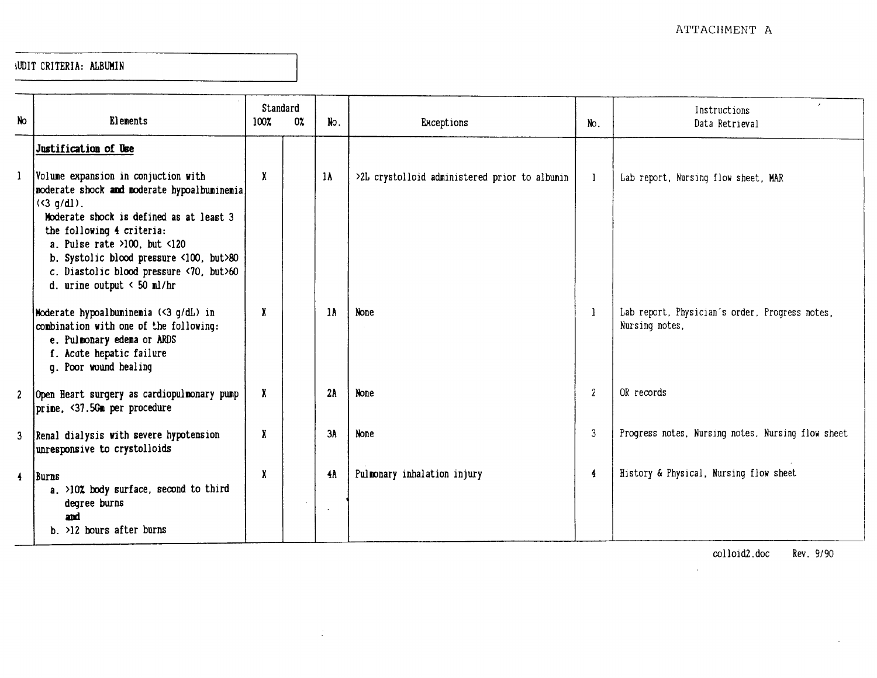ATTACHMENT A

AUDIT CRITERIA: ALBUMIN

| No | Elements | Standard 100% | Standard 0% | No. | Exceptions | No. | Instructions Data Retrieval |
|---|---|---|---|---|---|---|---|
| | **Justification of Use** | | | | | | |
| 1 | Volume expansion in conjuction with moderate shock **and** moderate hypoalbuminemia (<3 g/dl).<br>Moderate shock is defined as at least 3 the following 4 criteria:<br>a. Pulse rate >100, but <120<br>b. Systolic blood pressure <100, but>80<br>c. Diastolic blood pressure <70, but>60<br>d. urine output < 50 ml/hr | X | | 1A | >2L crystolloid administered prior to albumin | 1 | Lab report, Nursing flow sheet, MAR |
| | Moderate hypoalbuminemia (<3 g/dL) in combination with one of the following:<br>e. Pulmonary edema or ARDS<br>f. Acute hepatic failure<br>g. Poor wound healing | X | | 1A | None | 1 | Lab report, Physician's order, Progress notes, Nursing notes, |
| 2 | Open Heart surgery as cardiopulmonary pump prime, <37.5Gm per procedure | X | | 2A | None | 2 | OR records |
| 3 | Renal dialysis with severe hypotension unresponsive to crystolloids | X | | 3A | None | 3 | Progress notes, Nursing notes, Nursing flow sheet |
| 4 | Burns<br>a. >10% body surface, second to third degree burns<br>**and**<br>b. >12 hours after burns | X | | 4A | Pulmonary inhalation injury | 4 | History & Physical, Nursing flow sheet |

colloid2.doc Rev. 9/90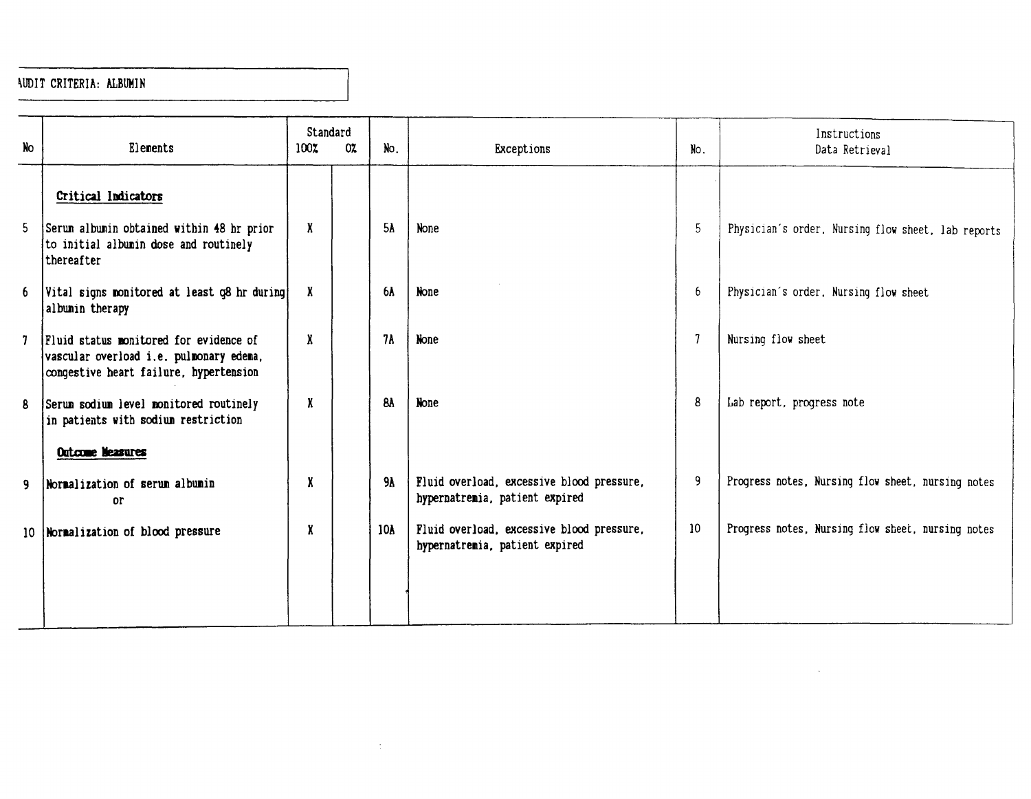AUDIT CRITERIA: ALBUMIN

| No | Elements | Standard 100% | Standard 0% | No. | Exceptions | No. | Instructions Data Retrieval |
|---|---|---|---|---|---|---|---|
| | **Critical Indicators** | | | | | | |
| 5 | Serum albumin obtained within 48 hr prior to initial albumin dose and routinely thereafter | X | | 5A | None | 5 | Physician's order, Nursing flow sheet, lab reports |
| 6 | Vital signs monitored at least q8 hr during albumin therapy | X | | 6A | None | 6 | Physician's order, Nursing flow sheet |
| 7 | Fluid status monitored for evidence of vascular overload i.e. pulmonary edema, congestive heart failure, hypertension | X | | 7A | None | 7 | Nursing flow sheet |
| 8 | Serum sodium level monitored routinely in patients with sodium restriction | X | | 8A | None | 8 | Lab report, progress note |
| | **Outcome Measures** | | | | | | |
| 9 | Normalization of serum albumin or | X | | 9A | Fluid overload, excessive blood pressure, hypernatremia, patient expired | 9 | Progress notes, Nursing flow sheet, nursing notes |
| 10 | Normalization of blood pressure | X | | 10A | Fluid overload, excessive blood pressure, hypernatremia, patient expired | 10 | Progress notes, Nursing flow sheet, nursing notes |